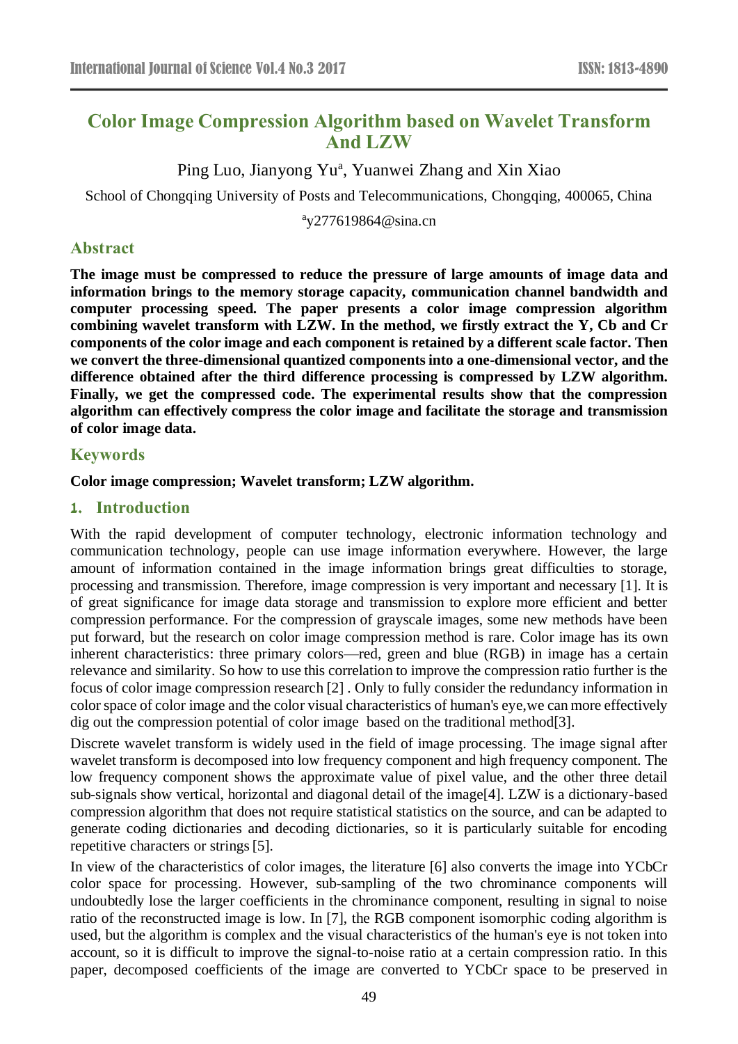# Color Image Compression Algorithm based on Wavelet Transform And LZW

Ping Luo, Jianyong Yu[a], Yuanwei Zhang and Xin Xiao

School of Chongqing University of Posts and Telecommunications, Chongqing, 400065, China

[a]y277619864@sina.cn

## Abstract

**The image must be compressed to reduce the pressure of large amounts of image data and information brings to the memory storage capacity, communication channel bandwidth and computer processing speed. The paper presents a color image compression algorithm combining wavelet transform with LZW. In the method, we firstly extract the Y, Cb and Cr components of the color image and each component is retained by a different scale factor. Then we convert the three-dimensional quantized components into a one-dimensional vector, and the difference obtained after the third difference processing is compressed by LZW algorithm. Finally, we get the compressed code. The experimental results show that the compression algorithm can effectively compress the color image and facilitate the storage and transmission of color image data.**

## Keywords

**Color image compression; Wavelet transform; LZW algorithm.**

## 1. Introduction

With the rapid development of computer technology, electronic information technology and communication technology, people can use image information everywhere. However, the large amount of information contained in the image information brings great difficulties to storage, processing and transmission. Therefore, image compression is very important and necessary [1]. It is of great significance for image data storage and transmission to explore more efficient and better compression performance. For the compression of grayscale images, some new methods have been put forward, but the research on color image compression method is rare. Color image has its own inherent characteristics: three primary colors—red, green and blue (RGB) in image has a certain relevance and similarity. So how to use this correlation to improve the compression ratio further is the focus of color image compression research [2] . Only to fully consider the redundancy information in color space of color image and the color visual characteristics of human's eye,we can more effectively dig out the compression potential of color image based on the traditional method[3].

Discrete wavelet transform is widely used in the field of image processing. The image signal after wavelet transform is decomposed into low frequency component and high frequency component. The low frequency component shows the approximate value of pixel value, and the other three detail sub-signals show vertical, horizontal and diagonal detail of the image[4]. LZW is a dictionary-based compression algorithm that does not require statistical statistics on the source, and can be adapted to generate coding dictionaries and decoding dictionaries, so it is particularly suitable for encoding repetitive characters or strings [5].

In view of the characteristics of color images, the literature [6] also converts the image into YCbCr color space for processing. However, sub-sampling of the two chrominance components will undoubtedly lose the larger coefficients in the chrominance component, resulting in signal to noise ratio of the reconstructed image is low. In [7], the RGB component isomorphic coding algorithm is used, but the algorithm is complex and the visual characteristics of the human's eye is not token into account, so it is difficult to improve the signal-to-noise ratio at a certain compression ratio. In this paper, decomposed coefficients of the image are converted to YCbCr space to be preserved in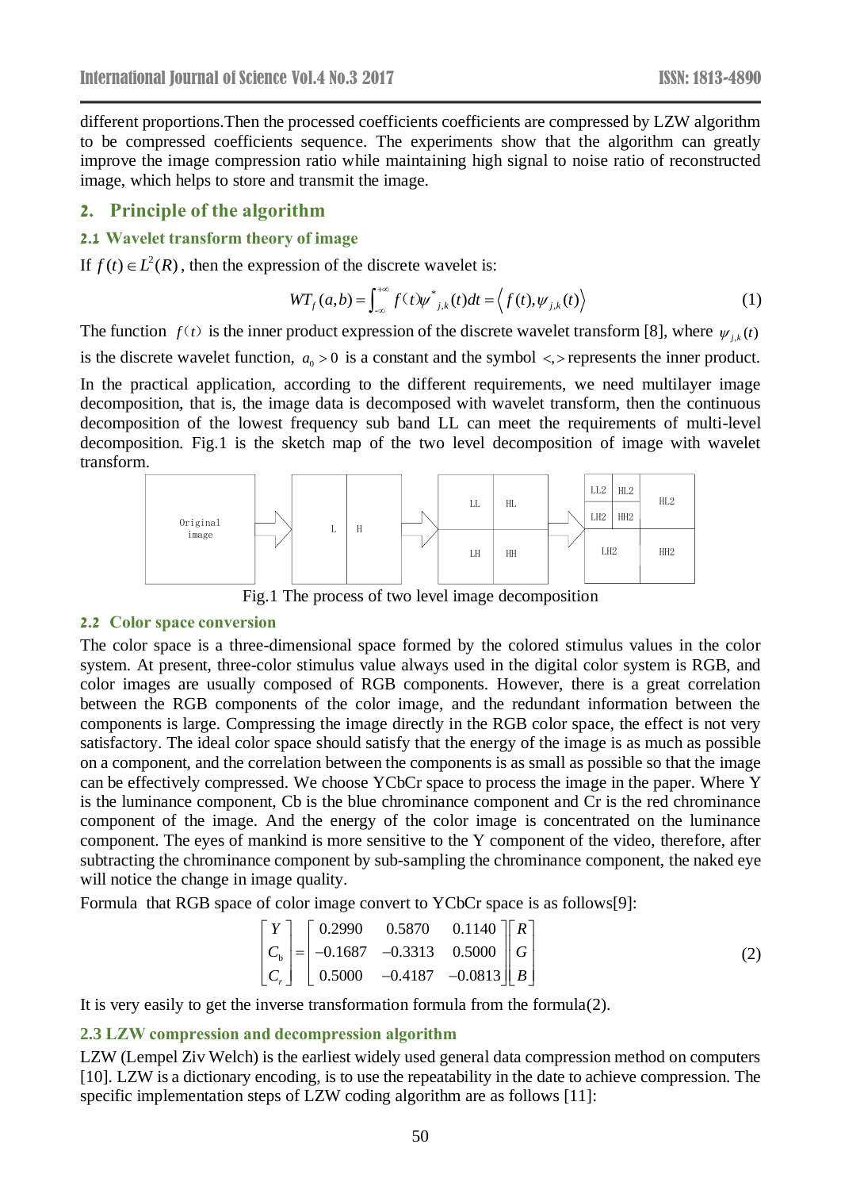different proportions.Then the processed coefficients coefficients are compressed by LZW algorithm to be compressed coefficients sequence. The experiments show that the algorithm can greatly improve the image compression ratio while maintaining high signal to noise ratio of reconstructed image, which helps to store and transmit the image.

## 2. Principle of the algorithm

### 2.1 Wavelet transform theory of image

If $f(t) \in L^2(R)$, then the expression of the discrete wavelet is:

$$WT_f(a,b) = \int_{-\infty}^{+\infty} f(t)\psi^*_{j,k}(t)dt = \left\langle f(t), \psi_{j,k}(t) \right\rangle \tag{1}$$

The function $f(t)$ is the inner product expression of the discrete wavelet transform [8], where $\psi_{j,k}(t)$ is the discrete wavelet function, $a_0 > 0$ is a constant and the symbol $<,>$ represents the inner product. In the practical application, according to the different requirements, we need multilayer image decomposition, that is, the image data is decomposed with wavelet transform, then the continuous decomposition of the lowest frequency sub band LL can meet the requirements of multi-level decomposition. Fig.1 is the sketch map of the two level decomposition of image with wavelet transform.

Fig.1 The process of two level image decomposition

### 2.2 Color space conversion

The color space is a three-dimensional space formed by the colored stimulus values in the color system. At present, three-color stimulus value always used in the digital color system is RGB, and color images are usually composed of RGB components. However, there is a great correlation between the RGB components of the color image, and the redundant information between the components is large. Compressing the image directly in the RGB color space, the effect is not very satisfactory. The ideal color space should satisfy that the energy of the image is as much as possible on a component, and the correlation between the components is as small as possible so that the image can be effectively compressed. We choose YCbCr space to process the image in the paper. Where Y is the luminance component, Cb is the blue chrominance component and Cr is the red chrominance component of the image. And the energy of the color image is concentrated on the luminance component. The eyes of mankind is more sensitive to the Y component of the video, therefore, after subtracting the chrominance component by sub-sampling the chrominance component, the naked eye will notice the change in image quality.

Formula that RGB space of color image convert to YCbCr space is as follows[9]:

$$\begin{bmatrix} Y \\ C_b \\ C_r \end{bmatrix} = \begin{bmatrix} 0.2990 & 0.5870 & 0.1140 \\ -0.1687 & -0.3313 & 0.5000 \\ 0.5000 & -0.4187 & -0.0813 \end{bmatrix} \begin{bmatrix} R \\ G \\ B \end{bmatrix} \tag{2}$$

It is very easily to get the inverse transformation formula from the formula(2).

### 2.3 LZW compression and decompression algorithm

LZW (Lempel Ziv Welch) is the earliest widely used general data compression method on computers [10]. LZW is a dictionary encoding, is to use the repeatability in the date to achieve compression. The specific implementation steps of LZW coding algorithm are as follows [11]: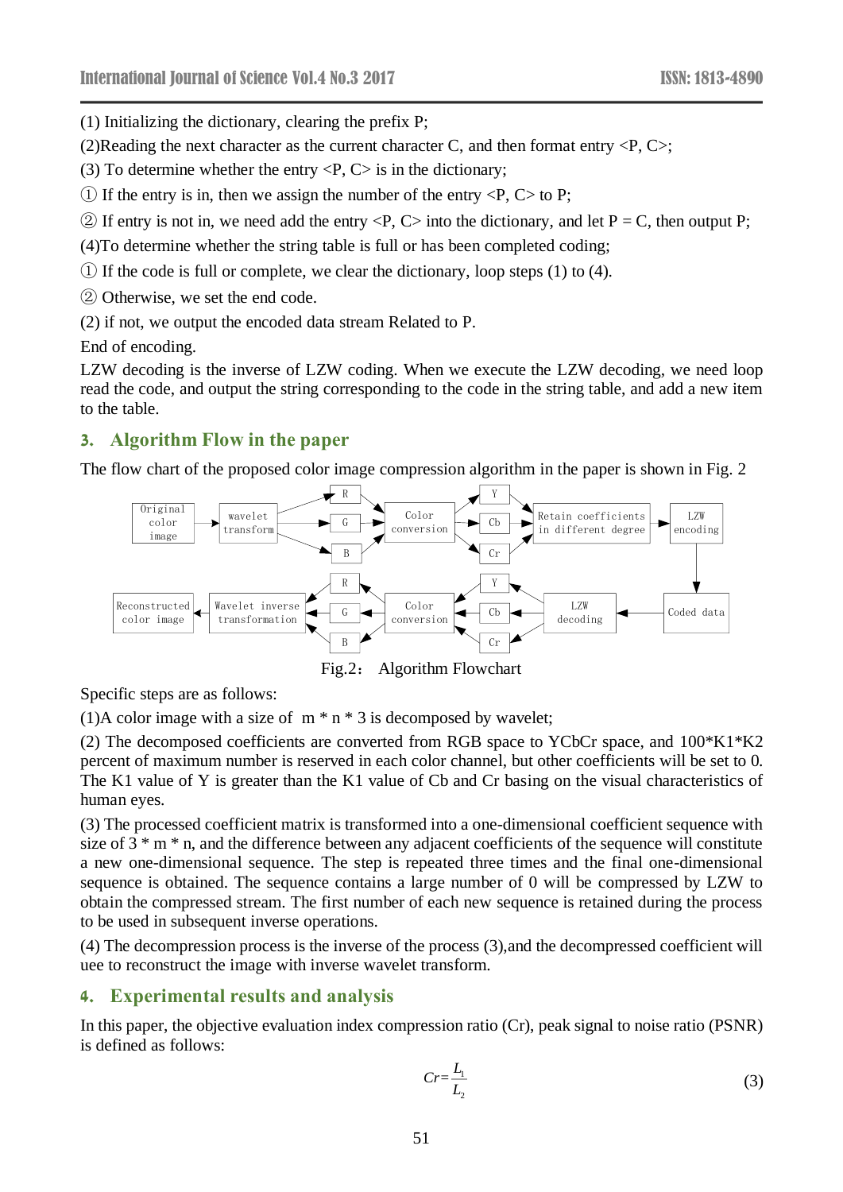(1) Initializing the dictionary, clearing the prefix P;

(2)Reading the next character as the current character C, and then format entry <P, C>;

(3) To determine whether the entry <P, C> is in the dictionary;

① If the entry is in, then we assign the number of the entry <P, C> to P;

② If entry is not in, we need add the entry <P, C> into the dictionary, and let P = C, then output P;

(4)To determine whether the string table is full or has been completed coding;

① If the code is full or complete, we clear the dictionary, loop steps (1) to (4).

② Otherwise, we set the end code.

(2) if not, we output the encoded data stream Related to P.

End of encoding.

LZW decoding is the inverse of LZW coding. When we execute the LZW decoding, we need loop read the code, and output the string corresponding to the code in the string table, and add a new item to the table.

## 3. Algorithm Flow in the paper

The flow chart of the proposed color image compression algorithm in the paper is shown in Fig. 2

Original color image → wavelet transform → R, G, B → Color conversion → Y, Cb, Cr → Retain coefficients in different degree → LZW encoding → Coded data → LZW decoding → Y, Cb, Cr → Color conversion → R, G, B → Wavelet inverse transformation → Reconstructed color image

Fig.2： Algorithm Flowchart

Specific steps are as follows:

(1)A color image with a size of m * n * 3 is decomposed by wavelet;

(2) The decomposed coefficients are converted from RGB space to YCbCr space, and 100*K1*K2 percent of maximum number is reserved in each color channel, but other coefficients will be set to 0. The K1 value of Y is greater than the K1 value of Cb and Cr basing on the visual characteristics of human eyes.

(3) The processed coefficient matrix is transformed into a one-dimensional coefficient sequence with size of 3 * m * n, and the difference between any adjacent coefficients of the sequence will constitute a new one-dimensional sequence. The step is repeated three times and the final one-dimensional sequence is obtained. The sequence contains a large number of 0 will be compressed by LZW to obtain the compressed stream. The first number of each new sequence is retained during the process to be used in subsequent inverse operations.

(4) The decompression process is the inverse of the process (3),and the decompressed coefficient will uee to reconstruct the image with inverse wavelet transform.

## 4. Experimental results and analysis

In this paper, the objective evaluation index compression ratio (Cr), peak signal to noise ratio (PSNR) is defined as follows:

$$Cr = \frac{L_1}{L_2} \tag{3}$$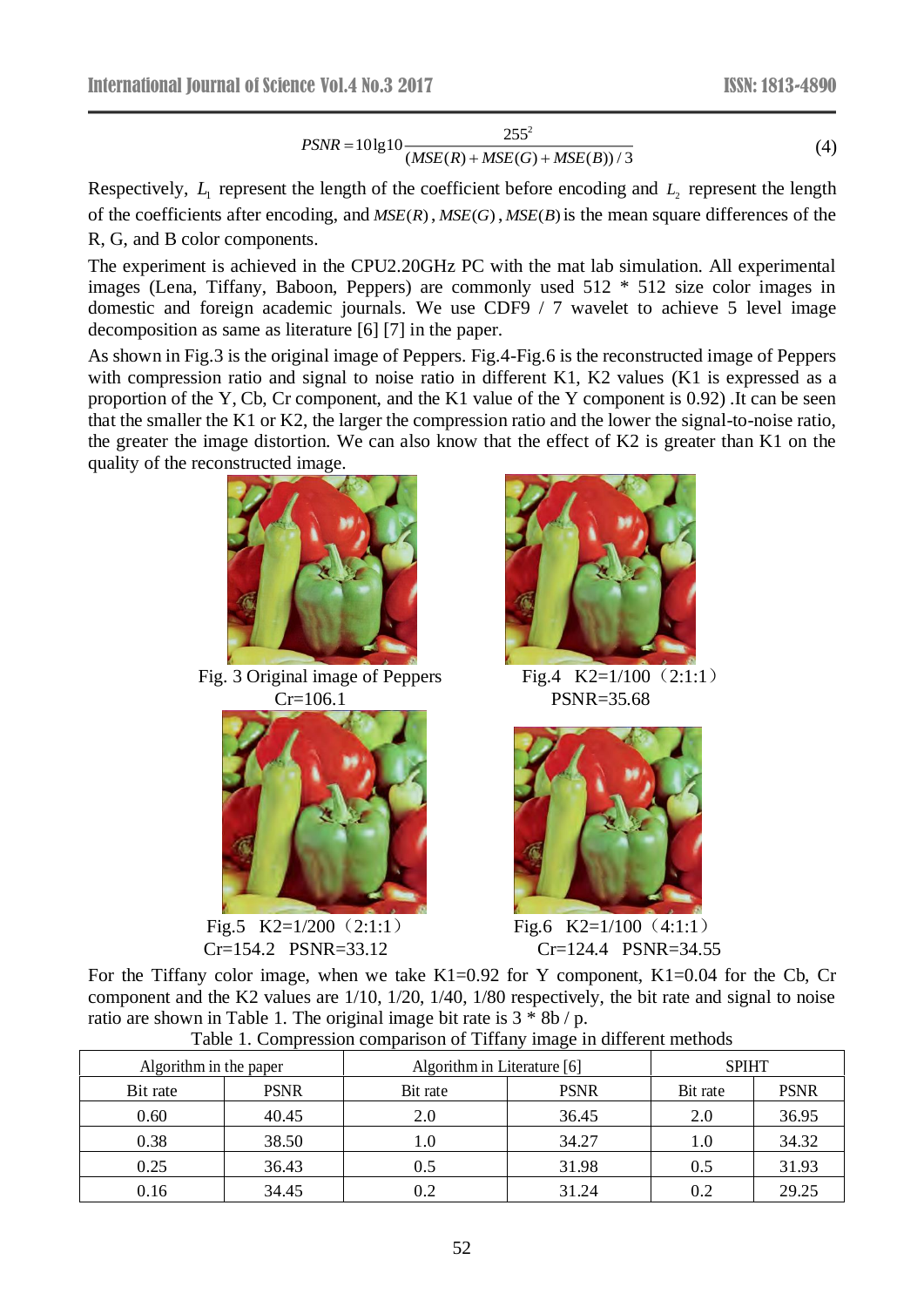$$PSNR = 10\lg 10 \frac{255^2}{(MSE(R) + MSE(G) + MSE(B))/3} \tag{4}$$

Respectively, $L_1$ represent the length of the coefficient before encoding and $L_2$ represent the length of the coefficients after encoding, and $MSE(R)$, $MSE(G)$, $MSE(B)$ is the mean square differences of the R, G, and B color components.

The experiment is achieved in the CPU2.20GHz PC with the mat lab simulation. All experimental images (Lena, Tiffany, Baboon, Peppers) are commonly used 512 * 512 size color images in domestic and foreign academic journals. We use CDF9 / 7 wavelet to achieve 5 level image decomposition as same as literature [6] [7] in the paper.

As shown in Fig.3 is the original image of Peppers. Fig.4-Fig.6 is the reconstructed image of Peppers with compression ratio and signal to noise ratio in different K1, K2 values (K1 is expressed as a proportion of the Y, Cb, Cr component, and the K1 value of the Y component is 0.92) .It can be seen that the smaller the K1 or K2, the larger the compression ratio and the lower the signal-to-noise ratio, the greater the image distortion. We can also know that the effect of K2 is greater than K1 on the quality of the reconstructed image.

Fig. 3 Original image of Peppers

Fig.4 K2=1/100（2:1:1）  
Cr=106.1 PSNR=35.68

Fig.5 K2=1/200（2:1:1）  
Cr=154.2 PSNR=33.12

Fig.6 K2=1/100（4:1:1）  
Cr=124.4 PSNR=34.55

For the Tiffany color image, when we take K1=0.92 for Y component, K1=0.04 for the Cb, Cr component and the K2 values are 1/10, 1/20, 1/40, 1/80 respectively, the bit rate and signal to noise ratio are shown in Table 1. The original image bit rate is 3 * 8b / p.

Table 1. Compression comparison of Tiffany image in different methods

| Algorithm in the paper | | Algorithm in Literature [6] | | SPIHT | |
|---|---|---|---|---|---|
| Bit rate | PSNR | Bit rate | PSNR | Bit rate | PSNR |
| 0.60 | 40.45 | 2.0 | 36.45 | 2.0 | 36.95 |
| 0.38 | 38.50 | 1.0 | 34.27 | 1.0 | 34.32 |
| 0.25 | 36.43 | 0.5 | 31.98 | 0.5 | 31.93 |
| 0.16 | 34.45 | 0.2 | 31.24 | 0.2 | 29.25 |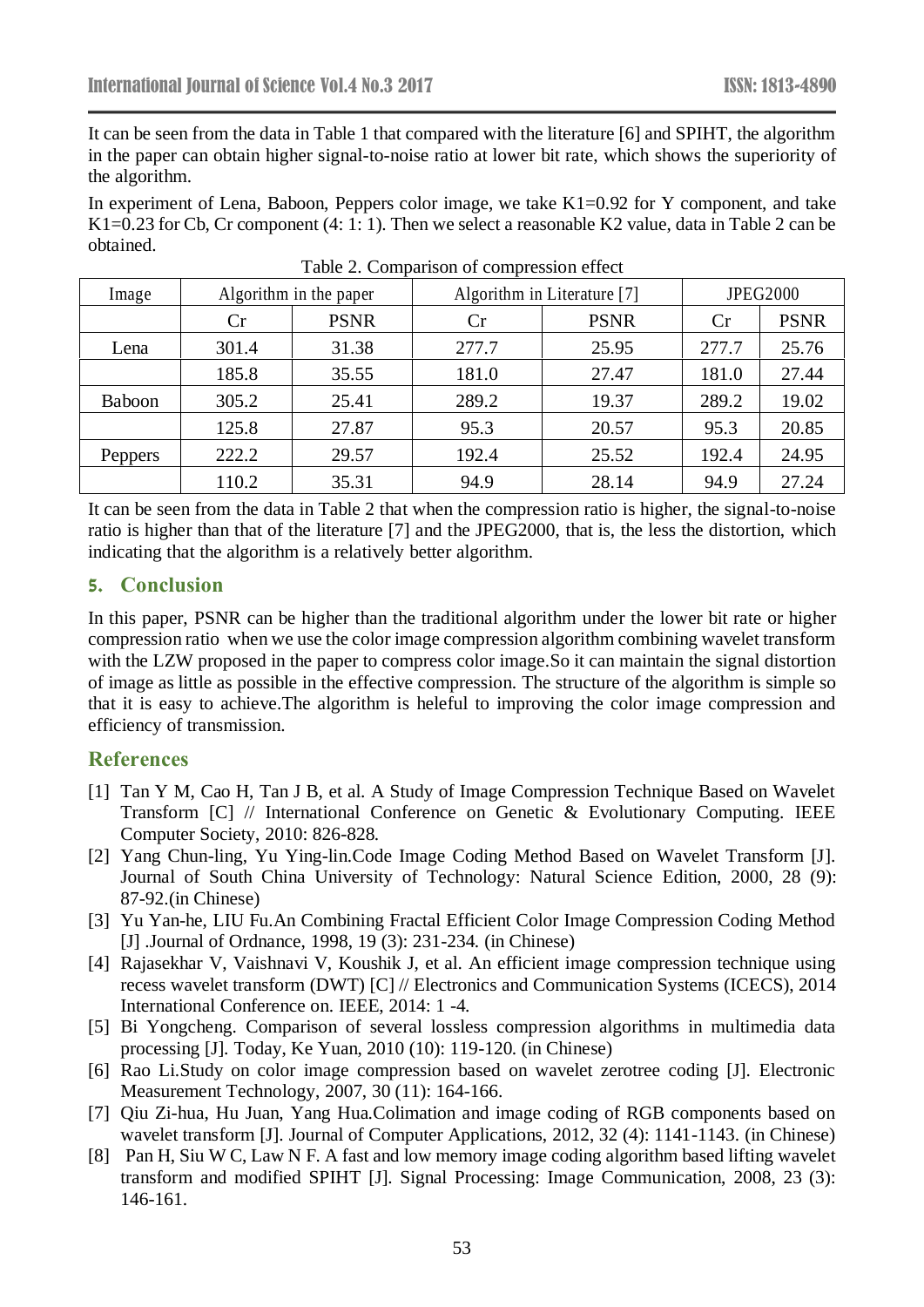It can be seen from the data in Table 1 that compared with the literature [6] and SPIHT, the algorithm in the paper can obtain higher signal-to-noise ratio at lower bit rate, which shows the superiority of the algorithm.

In experiment of Lena, Baboon, Peppers color image, we take K1=0.92 for Y component, and take K1=0.23 for Cb, Cr component (4: 1: 1). Then we select a reasonable K2 value, data in Table 2 can be obtained.

Table 2. Comparison of compression effect

| Image | Algorithm in the paper | | Algorithm in Literature [7] | | JPEG2000 | |
|---|---|---|---|---|---|---|
| | Cr | PSNR | Cr | PSNR | Cr | PSNR |
| Lena | 301.4 | 31.38 | 277.7 | 25.95 | 277.7 | 25.76 |
| | 185.8 | 35.55 | 181.0 | 27.47 | 181.0 | 27.44 |
| Baboon | 305.2 | 25.41 | 289.2 | 19.37 | 289.2 | 19.02 |
| | 125.8 | 27.87 | 95.3 | 20.57 | 95.3 | 20.85 |
| Peppers | 222.2 | 29.57 | 192.4 | 25.52 | 192.4 | 24.95 |
| | 110.2 | 35.31 | 94.9 | 28.14 | 94.9 | 27.24 |

It can be seen from the data in Table 2 that when the compression ratio is higher, the signal-to-noise ratio is higher than that of the literature [7] and the JPEG2000, that is, the less the distortion, which indicating that the algorithm is a relatively better algorithm.

## 5. Conclusion

In this paper, PSNR can be higher than the traditional algorithm under the lower bit rate or higher compression ratio when we use the color image compression algorithm combining wavelet transform with the LZW proposed in the paper to compress color image.So it can maintain the signal distortion of image as little as possible in the effective compression. The structure of the algorithm is simple so that it is easy to achieve.The algorithm is heleful to improving the color image compression and efficiency of transmission.

## References

[1] Tan Y M, Cao H, Tan J B, et al. A Study of Image Compression Technique Based on Wavelet Transform [C] // International Conference on Genetic & Evolutionary Computing. IEEE Computer Society, 2010: 826-828.

[2] Yang Chun-ling, Yu Ying-lin.Code Image Coding Method Based on Wavelet Transform [J]. Journal of South China University of Technology: Natural Science Edition, 2000, 28 (9): 87-92.(in Chinese)

[3] Yu Yan-he, LIU Fu.An Combining Fractal Efficient Color Image Compression Coding Method [J] .Journal of Ordnance, 1998, 19 (3): 231-234. (in Chinese)

[4] Rajasekhar V, Vaishnavi V, Koushik J, et al. An efficient image compression technique using recess wavelet transform (DWT) [C] // Electronics and Communication Systems (ICECS), 2014 International Conference on. IEEE, 2014: 1 -4.

[5] Bi Yongcheng. Comparison of several lossless compression algorithms in multimedia data processing [J]. Today, Ke Yuan, 2010 (10): 119-120. (in Chinese)

[6] Rao Li.Study on color image compression based on wavelet zerotree coding [J]. Electronic Measurement Technology, 2007, 30 (11): 164-166.

[7] Qiu Zi-hua, Hu Juan, Yang Hua.Colimation and image coding of RGB components based on wavelet transform [J]. Journal of Computer Applications, 2012, 32 (4): 1141-1143. (in Chinese)

[8] Pan H, Siu W C, Law N F. A fast and low memory image coding algorithm based lifting wavelet transform and modified SPIHT [J]. Signal Processing: Image Communication, 2008, 23 (3): 146-161.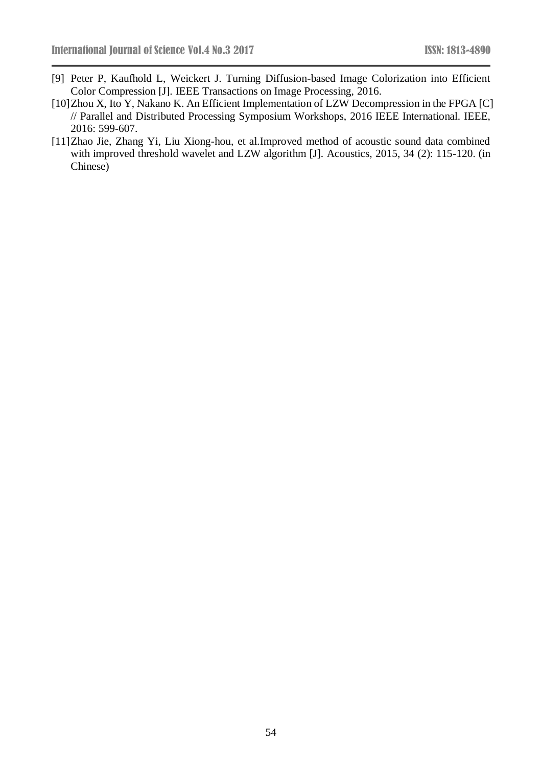[9] Peter P, Kaufhold L, Weickert J. Turning Diffusion-based Image Colorization into Efficient Color Compression [J]. IEEE Transactions on Image Processing, 2016.

[10] Zhou X, Ito Y, Nakano K. An Efficient Implementation of LZW Decompression in the FPGA [C] // Parallel and Distributed Processing Symposium Workshops, 2016 IEEE International. IEEE, 2016: 599-607.

[11] Zhao Jie, Zhang Yi, Liu Xiong-hou, et al.Improved method of acoustic sound data combined with improved threshold wavelet and LZW algorithm [J]. Acoustics, 2015, 34 (2): 115-120. (in Chinese)